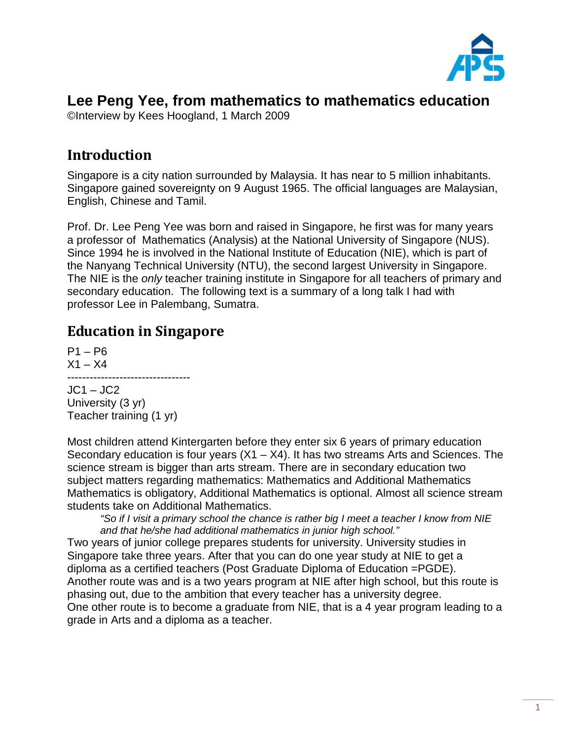# Lee Peng Yee, from mathematics to mathematics education

©Interview by Kees Hoogland, 1 March 2009

## Introduction

Singapore is a city nation surrounded by Malaysia. It has near to 5 million inhabitants. Singapore gained sovereignty on 9 August 1965. The official languages are Malaysian, English, Chinese and Tamil.

Prof. Dr. Lee Peng Yee was born and raised in Singapore, he first was for many years a professor of Mathematics (Analysis) at the National University of Singapore (NUS). Since 1994 he is involved in the National Institute of Education (NIE), which is part of the Nanyang Technical University (NTU), the second largest University in Singapore. The NIE is the *only* teacher training institute in Singapore for all teachers of primary and secondary education. The following text is a summary of a long talk I had with professor Lee in Palembang, Sumatra.

## Education in Singapore

P1 – P6
X1 – X4
---------------------------------
JC1 – JC2
University (3 yr)
Teacher training (1 yr)

Most children attend Kintergarten before they enter six 6 years of primary education Secondary education is four years (X1 – X4). It has two streams Arts and Sciences. The science stream is bigger than arts stream. There are in secondary education two subject matters regarding mathematics: Mathematics and Additional Mathematics Mathematics is obligatory, Additional Mathematics is optional. Almost all science stream students take on Additional Mathematics.

> *"So if I visit a primary school the chance is rather big I meet a teacher I know from NIE and that he/she had additional mathematics in junior high school."*

Two years of junior college prepares students for university. University studies in Singapore take three years. After that you can do one year study at NIE to get a diploma as a certified teachers (Post Graduate Diploma of Education =PGDE). Another route was and is a two years program at NIE after high school, but this route is phasing out, due to the ambition that every teacher has a university degree. One other route is to become a graduate from NIE, that is a 4 year program leading to a grade in Arts and a diploma as a teacher.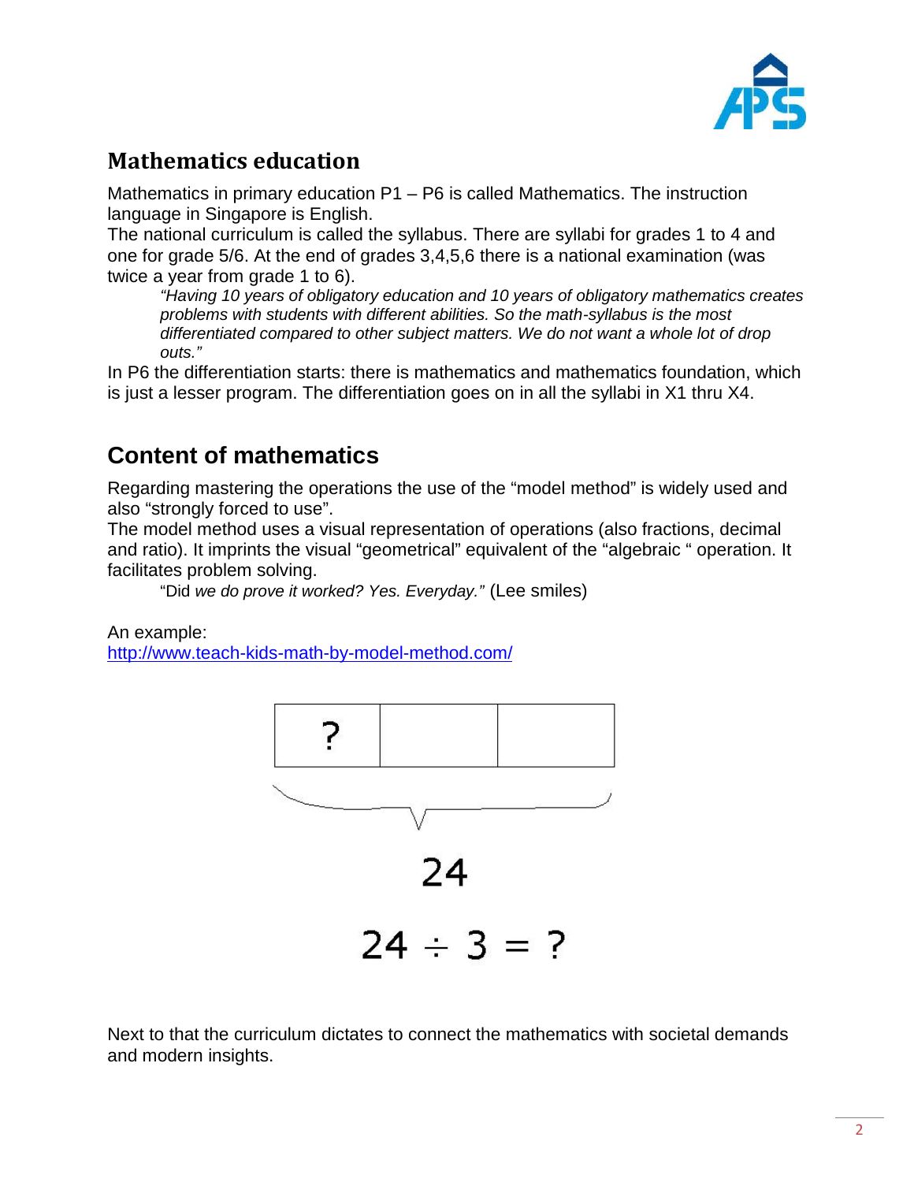## Mathematics education

Mathematics in primary education P1 – P6 is called Mathematics. The instruction language in Singapore is English.
The national curriculum is called the syllabus. There are syllabi for grades 1 to 4 and one for grade 5/6. At the end of grades 3,4,5,6 there is a national examination (was twice a year from grade 1 to 6).

> *"Having 10 years of obligatory education and 10 years of obligatory mathematics creates problems with students with different abilities. So the math-syllabus is the most differentiated compared to other subject matters. We do not want a whole lot of drop outs."*

In P6 the differentiation starts: there is mathematics and mathematics foundation, which is just a lesser program. The differentiation goes on in all the syllabi in X1 thru X4.

## Content of mathematics

Regarding mastering the operations the use of the "model method" is widely used and also "strongly forced to use".
The model method uses a visual representation of operations (also fractions, decimal and ratio). It imprints the visual "geometrical" equivalent of the "algebraic " operation. It facilitates problem solving.

> "Did *we do prove it worked? Yes. Everyday."* (Lee smiles)

An example:
http://www.teach-kids-math-by-model-method.com/

| ? | | |
|---|---|---|

24

$$24 \div 3 = ?$$

Next to that the curriculum dictates to connect the mathematics with societal demands and modern insights.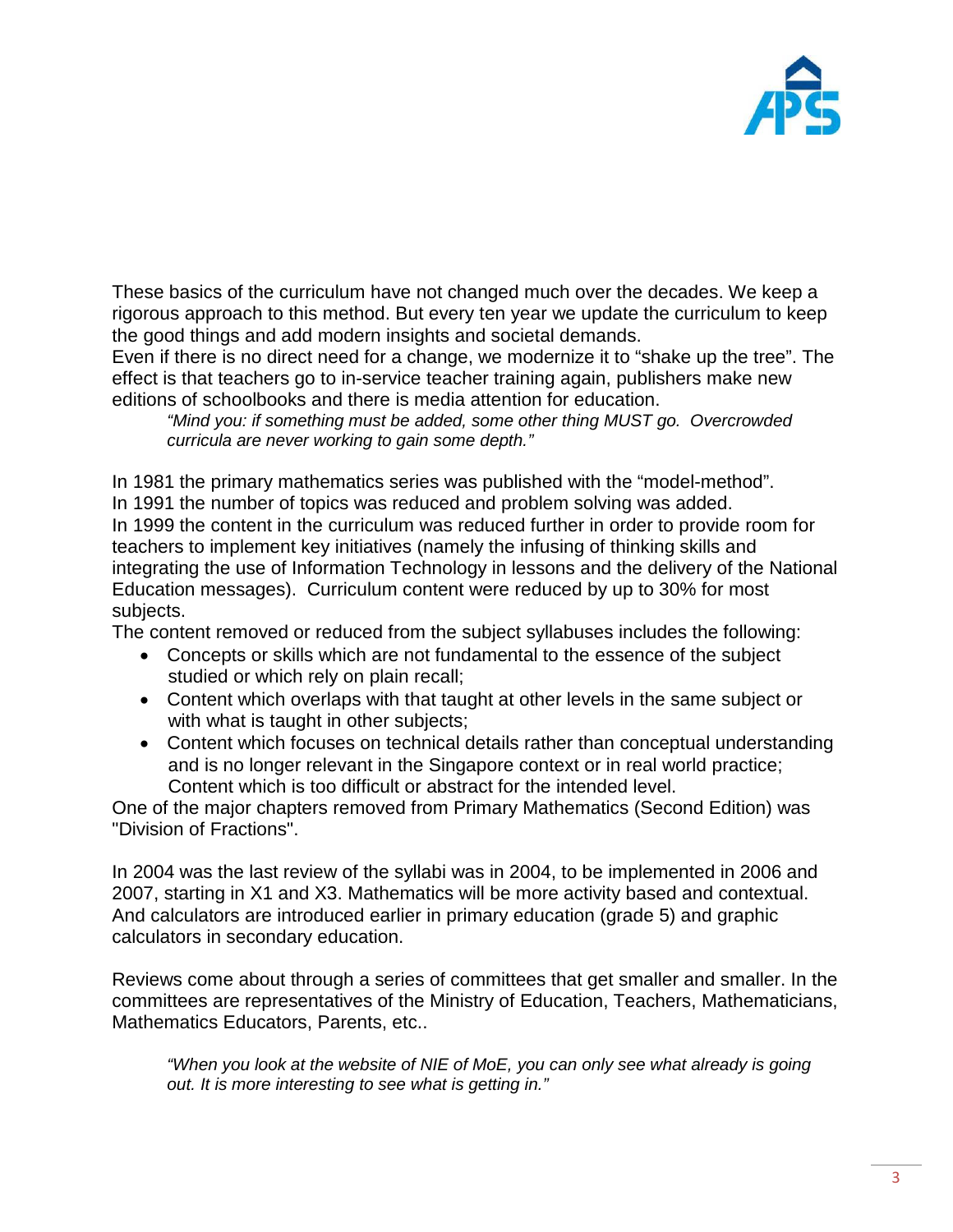These basics of the curriculum have not changed much over the decades. We keep a rigorous approach to this method. But every ten year we update the curriculum to keep the good things and add modern insights and societal demands.
Even if there is no direct need for a change, we modernize it to "shake up the tree". The effect is that teachers go to in-service teacher training again, publishers make new editions of schoolbooks and there is media attention for education.

> *"Mind you: if something must be added, some other thing MUST go. Overcrowded curricula are never working to gain some depth."*

In 1981 the primary mathematics series was published with the "model-method".
In 1991 the number of topics was reduced and problem solving was added.
In 1999 the content in the curriculum was reduced further in order to provide room for teachers to implement key initiatives (namely the infusing of thinking skills and integrating the use of Information Technology in lessons and the delivery of the National Education messages). Curriculum content were reduced by up to 30% for most subjects.
The content removed or reduced from the subject syllabuses includes the following:

- Concepts or skills which are not fundamental to the essence of the subject studied or which rely on plain recall;
- Content which overlaps with that taught at other levels in the same subject or with what is taught in other subjects;
- Content which focuses on technical details rather than conceptual understanding and is no longer relevant in the Singapore context or in real world practice; Content which is too difficult or abstract for the intended level.

One of the major chapters removed from Primary Mathematics (Second Edition) was "Division of Fractions".

In 2004 was the last review of the syllabi was in 2004, to be implemented in 2006 and 2007, starting in X1 and X3. Mathematics will be more activity based and contextual. And calculators are introduced earlier in primary education (grade 5) and graphic calculators in secondary education.

Reviews come about through a series of committees that get smaller and smaller. In the committees are representatives of the Ministry of Education, Teachers, Mathematicians, Mathematics Educators, Parents, etc..

> *"When you look at the website of NIE of MoE, you can only see what already is going out. It is more interesting to see what is getting in."*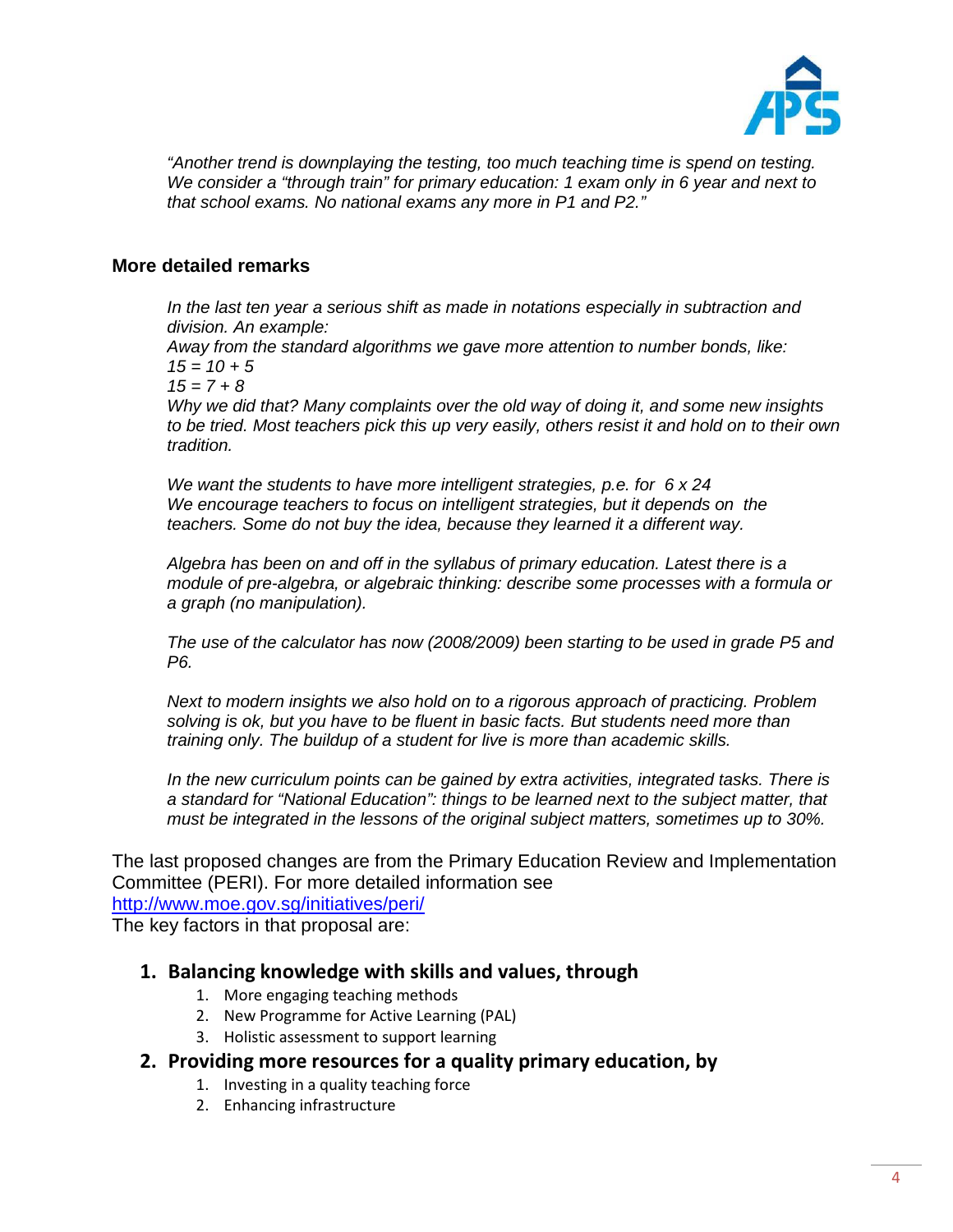*"Another trend is downplaying the testing, too much teaching time is spend on testing. We consider a "through train" for primary education: 1 exam only in 6 year and next to that school exams. No national exams any more in P1 and P2."*

## More detailed remarks

*In the last ten year a serious shift as made in notations especially in subtraction and division. An example:*
*Away from the standard algorithms we gave more attention to number bonds, like:*
*$15 = 10 + 5$*
*$15 = 7 + 8$*
*Why we did that? Many complaints over the old way of doing it, and some new insights to be tried. Most teachers pick this up very easily, others resist it and hold on to their own tradition.*

*We want the students to have more intelligent strategies, p.e. for $6 \times 24$*
*We encourage teachers to focus on intelligent strategies, but it depends on the teachers. Some do not buy the idea, because they learned it a different way.*

*Algebra has been on and off in the syllabus of primary education. Latest there is a module of pre-algebra, or algebraic thinking: describe some processes with a formula or a graph (no manipulation).*

*The use of the calculator has now (2008/2009) been starting to be used in grade P5 and P6.*

*Next to modern insights we also hold on to a rigorous approach of practicing. Problem solving is ok, but you have to be fluent in basic facts. But students need more than training only. The buildup of a student for live is more than academic skills.*

*In the new curriculum points can be gained by extra activities, integrated tasks. There is a standard for "National Education": things to be learned next to the subject matter, that must be integrated in the lessons of the original subject matters, sometimes up to 30%.*

The last proposed changes are from the Primary Education Review and Implementation Committee (PERI). For more detailed information see
http://www.moe.gov.sg/initiatives/peri/
The key factors in that proposal are:

1. **Balancing knowledge with skills and values, through**
   1. More engaging teaching methods
   2. New Programme for Active Learning (PAL)
   3. Holistic assessment to support learning
2. **Providing more resources for a quality primary education, by**
   1. Investing in a quality teaching force
   2. Enhancing infrastructure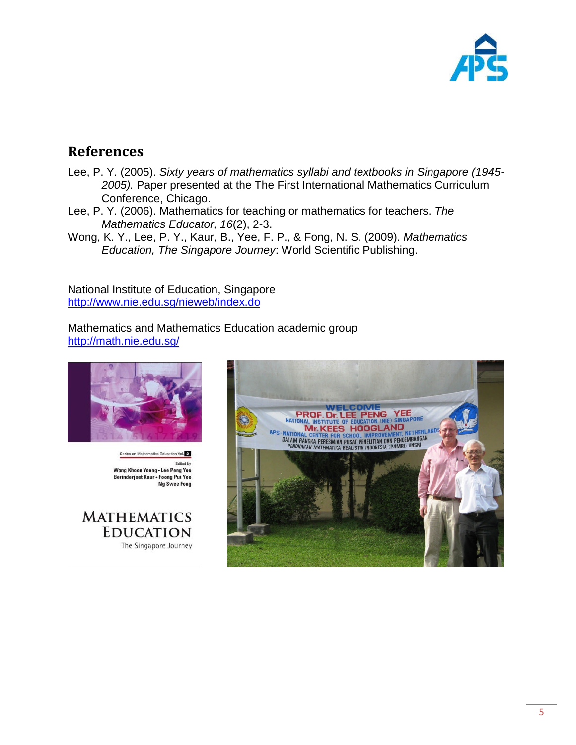## References

Lee, P. Y. (2005). *Sixty years of mathematics syllabi and textbooks in Singapore (1945-2005).* Paper presented at the The First International Mathematics Curriculum Conference, Chicago.

Lee, P. Y. (2006). Mathematics for teaching or mathematics for teachers. *The Mathematics Educator, 16*(2), 2-3.

Wong, K. Y., Lee, P. Y., Kaur, B., Yee, F. P., & Fong, N. S. (2009). *Mathematics Education, The Singapore Journey*: World Scientific Publishing.

National Institute of Education, Singapore
http://www.nie.edu.sg/nieweb/index.do

Mathematics and Mathematics Education academic group
http://math.nie.edu.sg/